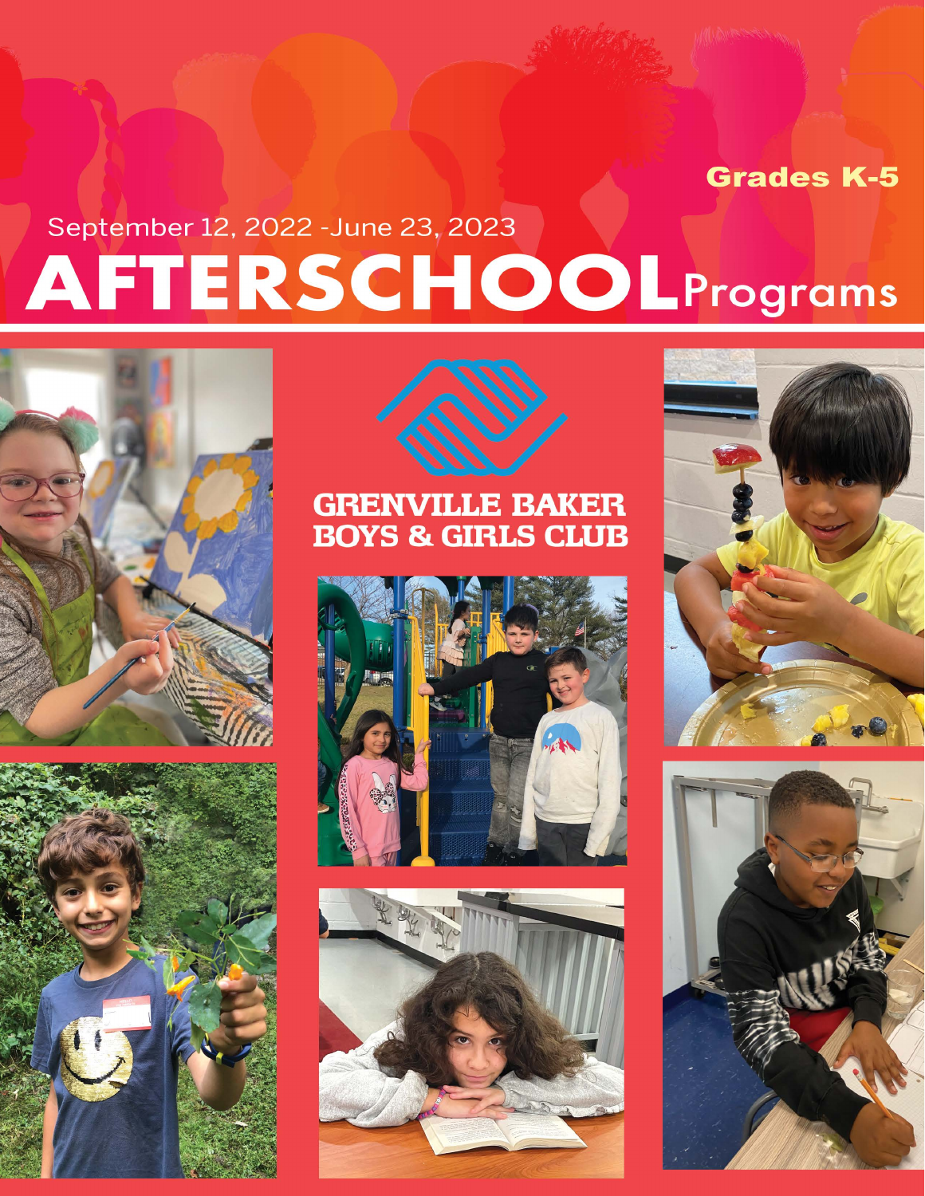Grades K-5

September 12, 2022 - June 23, 2023

# AFTERSCHOOL Programs

## GRENVILLE BAKER BOYS & GIRLS CLUB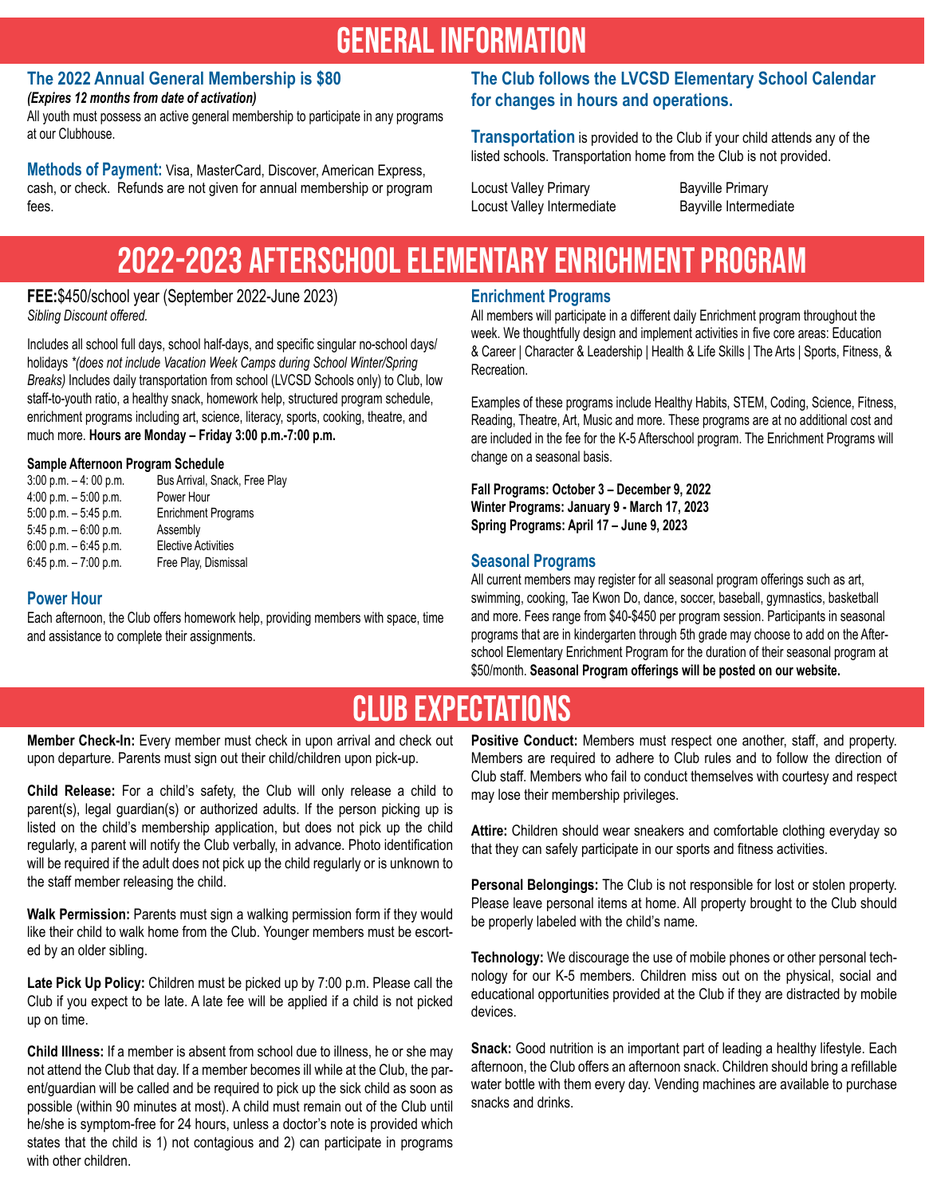# GENERAL INFORMATION

### The 2022 Annual General Membership is $80

***(Expires 12 months from date of activation)***

All youth must possess an active general membership to participate in any programs at our Clubhouse.

**Methods of Payment:** Visa, MasterCard, Discover, American Express, cash, or check. Refunds are not given for annual membership or program fees.

### The Club follows the LVCSD Elementary School Calendar for changes in hours and operations.

**Transportation** is provided to the Club if your child attends any of the listed schools. Transportation home from the Club is not provided.

- Locust Valley Primary
- Locust Valley Intermediate
- Bayville Primary
- Bayville Intermediate

# 2022-2023 AFTERSCHOOL ELEMENTARY ENRICHMENT PROGRAM

**FEE:**$450/school year (September 2022-June 2023)

*Sibling Discount offered.*

Includes all school full days, school half-days, and specific singular no-school days/ holidays *\*(does not include Vacation Week Camps during School Winter/Spring Breaks)* Includes daily transportation from school (LVCSD Schools only) to Club, low staff-to-youth ratio, a healthy snack, homework help, structured program schedule, enrichment programs including art, science, literacy, sports, cooking, theatre, and much more. **Hours are Monday – Friday 3:00 p.m.-7:00 p.m.**

**Sample Afternoon Program Schedule**

| Time | Activity |
|---|---|
| 3:00 p.m. – 4: 00 p.m. | Bus Arrival, Snack, Free Play |
| 4:00 p.m. – 5:00 p.m. | Power Hour |
| 5:00 p.m. – 5:45 p.m. | Enrichment Programs |
| 5:45 p.m. – 6:00 p.m. | Assembly |
| 6:00 p.m. – 6:45 p.m. | Elective Activities |
| 6:45 p.m. – 7:00 p.m. | Free Play, Dismissal |

### Power Hour

Each afternoon, the Club offers homework help, providing members with space, time and assistance to complete their assignments.

### Enrichment Programs

All members will participate in a different daily Enrichment program throughout the week. We thoughtfully design and implement activities in five core areas: Education & Career | Character & Leadership | Health & Life Skills | The Arts | Sports, Fitness, & Recreation.

Examples of these programs include Healthy Habits, STEM, Coding, Science, Fitness, Reading, Theatre, Art, Music and more. These programs are at no additional cost and are included in the fee for the K-5 Afterschool program. The Enrichment Programs will change on a seasonal basis.

**Fall Programs: October 3 – December 9, 2022**
**Winter Programs: January 9 - March 17, 2023**
**Spring Programs: April 17 – June 9, 2023**

### Seasonal Programs

All current members may register for all seasonal program offerings such as art, swimming, cooking, Tae Kwon Do, dance, soccer, baseball, gymnastics, basketball and more. Fees range from $40-$450 per program session. Participants in seasonal programs that are in kindergarten through 5th grade may choose to add on the Afterschool Elementary Enrichment Program for the duration of their seasonal program at $50/month. **Seasonal Program offerings will be posted on our website.**

# CLUB EXPECTATIONS

**Member Check-In:** Every member must check in upon arrival and check out upon departure. Parents must sign out their child/children upon pick-up.

**Child Release:** For a child's safety, the Club will only release a child to parent(s), legal guardian(s) or authorized adults. If the person picking up is listed on the child's membership application, but does not pick up the child regularly, a parent will notify the Club verbally, in advance. Photo identification will be required if the adult does not pick up the child regularly or is unknown to the staff member releasing the child.

**Walk Permission:** Parents must sign a walking permission form if they would like their child to walk home from the Club. Younger members must be escorted by an older sibling.

**Late Pick Up Policy:** Children must be picked up by 7:00 p.m. Please call the Club if you expect to be late. A late fee will be applied if a child is not picked up on time.

**Child Illness:** If a member is absent from school due to illness, he or she may not attend the Club that day. If a member becomes ill while at the Club, the parent/guardian will be called and be required to pick up the sick child as soon as possible (within 90 minutes at most). A child must remain out of the Club until he/she is symptom-free for 24 hours, unless a doctor's note is provided which states that the child is 1) not contagious and 2) can participate in programs with other children.

**Positive Conduct:** Members must respect one another, staff, and property. Members are required to adhere to Club rules and to follow the direction of Club staff. Members who fail to conduct themselves with courtesy and respect may lose their membership privileges.

**Attire:** Children should wear sneakers and comfortable clothing everyday so that they can safely participate in our sports and fitness activities.

**Personal Belongings:** The Club is not responsible for lost or stolen property. Please leave personal items at home. All property brought to the Club should be properly labeled with the child's name.

**Technology:** We discourage the use of mobile phones or other personal technology for our K-5 members. Children miss out on the physical, social and educational opportunities provided at the Club if they are distracted by mobile devices.

**Snack:** Good nutrition is an important part of leading a healthy lifestyle. Each afternoon, the Club offers an afternoon snack. Children should bring a refillable water bottle with them every day. Vending machines are available to purchase snacks and drinks.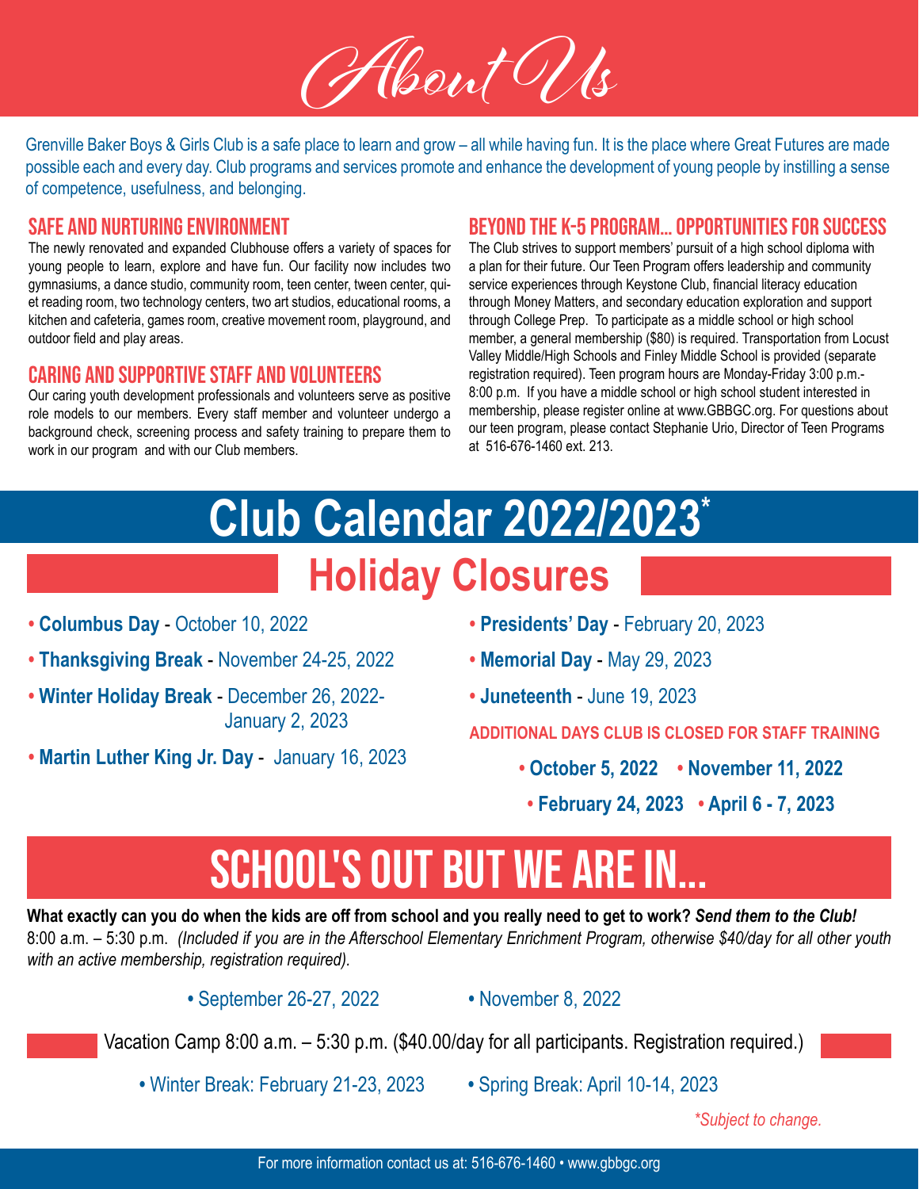# About Us

Grenville Baker Boys & Girls Club is a safe place to learn and grow – all while having fun. It is the place where Great Futures are made possible each and every day. Club programs and services promote and enhance the development of young people by instilling a sense of competence, usefulness, and belonging.

## SAFE AND NURTURING ENVIRONMENT

The newly renovated and expanded Clubhouse offers a variety of spaces for young people to learn, explore and have fun. Our facility now includes two gymnasiums, a dance studio, community room, teen center, tween center, quiet reading room, two technology centers, two art studios, educational rooms, a kitchen and cafeteria, games room, creative movement room, playground, and outdoor field and play areas.

## CARING AND SUPPORTIVE STAFF AND VOLUNTEERS

Our caring youth development professionals and volunteers serve as positive role models to our members. Every staff member and volunteer undergo a background check, screening process and safety training to prepare them to work in our program and with our Club members.

## BEYOND THE K-5 PROGRAM... OPPORTUNITIES FOR SUCCESS

The Club strives to support members' pursuit of a high school diploma with a plan for their future. Our Teen Program offers leadership and community service experiences through Keystone Club, financial literacy education through Money Matters, and secondary education exploration and support through College Prep. To participate as a middle school or high school member, a general membership ($80) is required. Transportation from Locust Valley Middle/High Schools and Finley Middle School is provided (separate registration required). Teen program hours are Monday-Friday 3:00 p.m.-8:00 p.m. If you have a middle school or high school student interested in membership, please register online at www.GBBGC.org. For questions about our teen program, please contact Stephanie Urio, Director of Teen Programs at 516-676-1460 ext. 213.

# Club Calendar 2022/2023*

## Holiday Closures

- **Columbus Day** - October 10, 2022
- **Thanksgiving Break** - November 24-25, 2022
- **Winter Holiday Break** - December 26, 2022-January 2, 2023
- **Martin Luther King Jr. Day** - January 16, 2023
- **Presidents' Day** - February 20, 2023
- **Memorial Day** - May 29, 2023
- **Juneteenth** - June 19, 2023

**ADDITIONAL DAYS CLUB IS CLOSED FOR STAFF TRAINING**

- **October 5, 2022**
- **November 11, 2022**
- **February 24, 2023**
- **April 6 - 7, 2023**

# SCHOOL'S OUT BUT WE ARE IN...

**What exactly can you do when the kids are off from school and you really need to get to work?** ***Send them to the Club!*** 8:00 a.m. – 5:30 p.m. *(Included if you are in the Afterschool Elementary Enrichment Program, otherwise $40/day for all other youth with an active membership, registration required).*

- September 26-27, 2022
- November 8, 2022

Vacation Camp 8:00 a.m. – 5:30 p.m. ($40.00/day for all participants. Registration required.)

- Winter Break: February 21-23, 2023
- Spring Break: April 10-14, 2023

*\*Subject to change.*

For more information contact us at: 516-676-1460 • www.gbbgc.org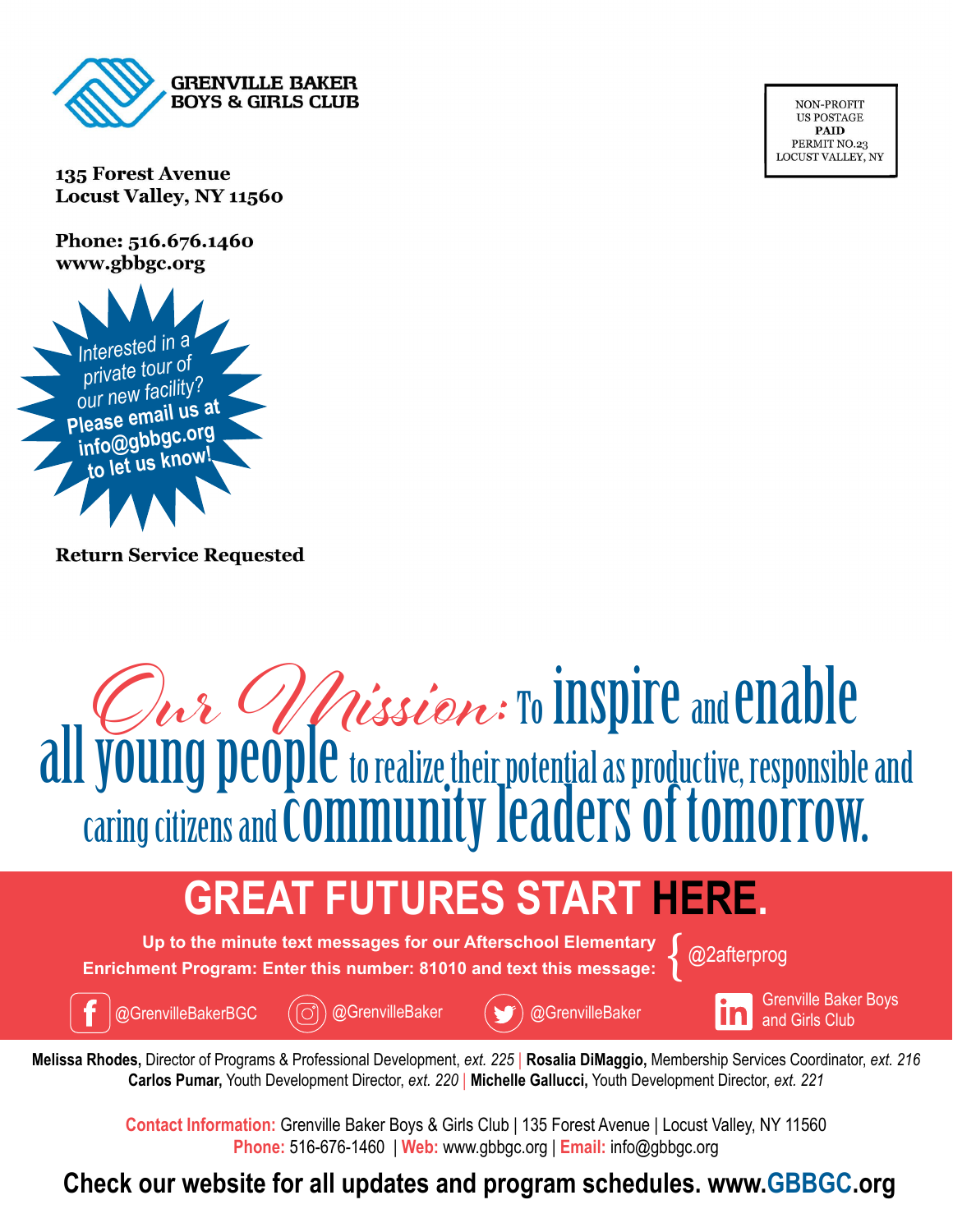**GRENVILLE BAKER BOYS & GIRLS CLUB**

**135 Forest Avenue**
**Locust Valley, NY 11560**

**Phone: 516.676.1460**
**www.gbbgc.org**

NON-PROFIT
US POSTAGE
**PAID**
PERMIT NO.23
LOCUST VALLEY, NY

*Interested in a private tour of our new facility?* **Please email us at info@gbbgc.org to let us know!**

**Return Service Requested**

*Our Mission:* To inspire and enable all young people to realize their potential as productive, responsible and caring citizens and community leaders of tomorrow.

## GREAT FUTURES START HERE.

**Up to the minute text messages for our Afterschool Elementary Enrichment Program: Enter this number: 81010 and text this message:** @2afterprog

@GrenvilleBakerBGC | @GrenvilleBaker | @GrenvilleBaker | Grenville Baker Boys and Girls Club

**Melissa Rhodes,** Director of Programs & Professional Development, *ext. 225* | **Rosalia DiMaggio,** Membership Services Coordinator, *ext. 216*
**Carlos Pumar,** Youth Development Director, *ext. 220* | **Michelle Gallucci,** Youth Development Director, *ext. 221*

**Contact Information:** Grenville Baker Boys & Girls Club | 135 Forest Avenue | Locust Valley, NY 11560
**Phone:** 516-676-1460 | **Web:** www.gbbgc.org | **Email:** info@gbbgc.org

**Check our website for all updates and program schedules. www.GBBGC.org**